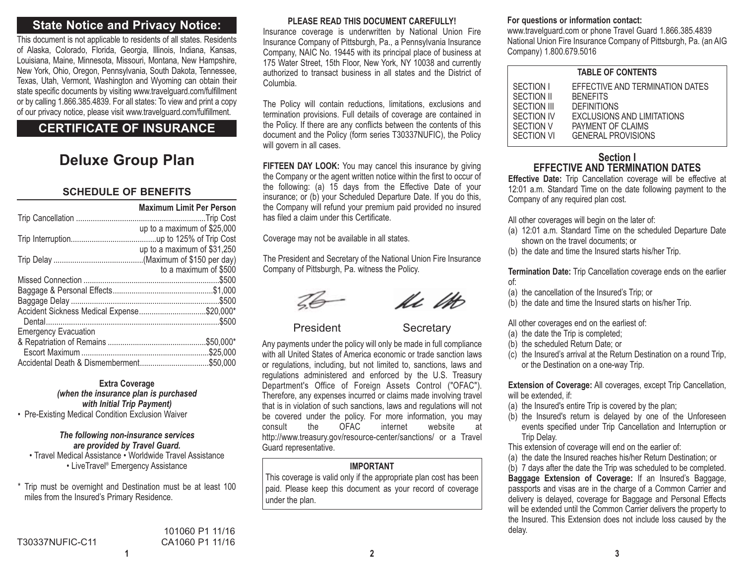## State Notice and Privacy Notice:

This document is not applicable to residents of all states. Residents of Alaska, Colorado, Florida, Georgia, Illinois, Indiana, Kansas, Louisiana, Maine, Minnesota, Missouri, Montana, New Hampshire, New York, Ohio, Oregon, Pennsylvania, South Dakota, Tennessee, Texas, Utah, Vermont, Washington and Wyoming can obtain their state specific documents by visiting www.travelguard.com/fulfillment or by calling 1.866.385.4839. For all states: To view and print a copy of our privacy notice, please visit www.travelguard.com/fulfillment.

## CERTIFICATE OF INSURANCE

# Deluxe Group Plan

### SCHEDULE OF BENEFITS

| | Maximum Limit Per Person |
|---|---|
| Trip Cancellation | Trip Cost up to a maximum of $25,000 |
| Trip Interruption | up to 125% of Trip Cost up to a maximum of $31,250 |
| Trip Delay | (Maximum of $150 per day) to a maximum of $500 |
| Missed Connection | $500 |
| Baggage & Personal Effects | $1,000 |
| Baggage Delay | $500 |
| Accident Sickness Medical Expense | $20,000* |
| Dental | $500 |
| Emergency Evacuation & Repatriation of Remains | $50,000* |
| Escort Maximum | $25,000 |
| Accidental Death & Dismemberment | $50,000 |

**Extra Coverage**
***(when the insurance plan is purchased with Initial Trip Payment)***

- Pre-Existing Medical Condition Exclusion Waiver

***The following non-insurance services are provided by Travel Guard.***

- Travel Medical Assistance • Worldwide Travel Assistance • LiveTravel® Emergency Assistance

\* Trip must be overnight and Destination must be at least 100 miles from the Insured's Primary Residence.

T30337NUFIC-C11 101060 P1 11/16 CA1060 P1 11/16

**PLEASE READ THIS DOCUMENT CAREFULLY!**

Insurance coverage is underwritten by National Union Fire Insurance Company of Pittsburgh, Pa., a Pennsylvania Insurance Company, NAIC No. 19445 with its principal place of business at 175 Water Street, 15th Floor, New York, NY 10038 and currently authorized to transact business in all states and the District of Columbia.

The Policy will contain reductions, limitations, exclusions and termination provisions. Full details of coverage are contained in the Policy. If there are any conflicts between the contents of this document and the Policy (form series T30337NUFIC), the Policy will govern in all cases.

**FIFTEEN DAY LOOK:** You may cancel this insurance by giving the Company or the agent written notice within the first to occur of the following: (a) 15 days from the Effective Date of your insurance; or (b) your Scheduled Departure Date. If you do this, the Company will refund your premium paid provided no insured has filed a claim under this Certificate.

Coverage may not be available in all states.

The President and Secretary of the National Union Fire Insurance Company of Pittsburgh, Pa. witness the Policy.

President Secretary

Any payments under the policy will only be made in full compliance with all United States of America economic or trade sanction laws or regulations, including, but not limited to, sanctions, laws and regulations administered and enforced by the U.S. Treasury Department's Office of Foreign Assets Control ("OFAC"). Therefore, any expenses incurred or claims made involving travel that is in violation of such sanctions, laws and regulations will not be covered under the policy. For more information, you may consult the OFAC internet website at http://www.treasury.gov/resource-center/sanctions/ or a Travel Guard representative.

**IMPORTANT**

This coverage is valid only if the appropriate plan cost has been paid. Please keep this document as your record of coverage under the plan.

**For questions or information contact:**
www.travelguard.com or phone Travel Guard 1.866.385.4839
National Union Fire Insurance Company of Pittsburgh, Pa. (an AIG Company) 1.800.679.5016

| TABLE OF CONTENTS | |
|---|---|
| SECTION I | EFFECTIVE AND TERMINATION DATES |
| SECTION II | BENEFITS |
| SECTION III | DEFINITIONS |
| SECTION IV | EXCLUSIONS AND LIMITATIONS |
| SECTION V | PAYMENT OF CLAIMS |
| SECTION VI | GENERAL PROVISIONS |

## Section I
## EFFECTIVE AND TERMINATION DATES

**Effective Date:** Trip Cancellation coverage will be effective at 12:01 a.m. Standard Time on the date following payment to the Company of any required plan cost.

All other coverages will begin on the later of:

(a) 12:01 a.m. Standard Time on the scheduled Departure Date shown on the travel documents; or
(b) the date and time the Insured starts his/her Trip.

**Termination Date:** Trip Cancellation coverage ends on the earlier of:

(a) the cancellation of the Insured's Trip; or
(b) the date and time the Insured starts on his/her Trip.

All other coverages end on the earliest of:

(a) the date the Trip is completed;
(b) the scheduled Return Date; or
(c) the Insured's arrival at the Return Destination on a round Trip, or the Destination on a one-way Trip.

**Extension of Coverage:** All coverages, except Trip Cancellation, will be extended, if:

(a) the Insured's entire Trip is covered by the plan;
(b) the Insured's return is delayed by one of the Unforeseen events specified under Trip Cancellation and Interruption or Trip Delay.

This extension of coverage will end on the earlier of:

(a) the date the Insured reaches his/her Return Destination; or
(b) 7 days after the date the Trip was scheduled to be completed.

**Baggage Extension of Coverage:** If an Insured's Baggage, passports and visas are in the charge of a Common Carrier and delivery is delayed, coverage for Baggage and Personal Effects will be extended until the Common Carrier delivers the property to the Insured. This Extension does not include loss caused by the delay.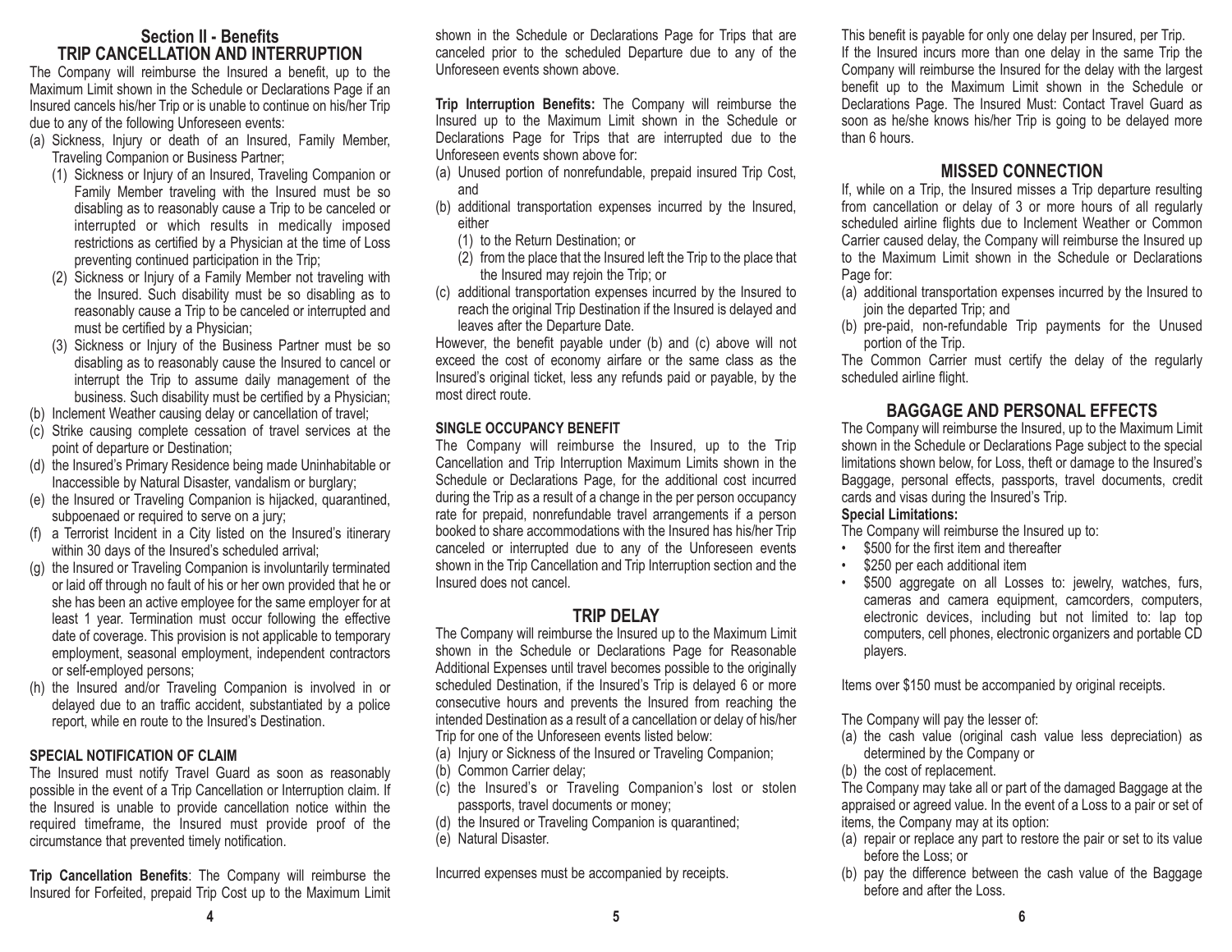## Section II - Benefits
## TRIP CANCELLATION AND INTERRUPTION

The Company will reimburse the Insured a benefit, up to the Maximum Limit shown in the Schedule or Declarations Page if an Insured cancels his/her Trip or is unable to continue on his/her Trip due to any of the following Unforeseen events:

(a) Sickness, Injury or death of an Insured, Family Member, Traveling Companion or Business Partner;
   (1) Sickness or Injury of an Insured, Traveling Companion or Family Member traveling with the Insured must be so disabling as to reasonably cause a Trip to be canceled or interrupted or which results in medically imposed restrictions as certified by a Physician at the time of Loss preventing continued participation in the Trip;
   (2) Sickness or Injury of a Family Member not traveling with the Insured. Such disability must be so disabling as to reasonably cause a Trip to be canceled or interrupted and must be certified by a Physician;
   (3) Sickness or Injury of the Business Partner must be so disabling as to reasonably cause the Insured to cancel or interrupt the Trip to assume daily management of the business. Such disability must be certified by a Physician;
(b) Inclement Weather causing delay or cancellation of travel;
(c) Strike causing complete cessation of travel services at the point of departure or Destination;
(d) the Insured's Primary Residence being made Uninhabitable or Inaccessible by Natural Disaster, vandalism or burglary;
(e) the Insured or Traveling Companion is hijacked, quarantined, subpoenaed or required to serve on a jury;
(f) a Terrorist Incident in a City listed on the Insured's itinerary within 30 days of the Insured's scheduled arrival;
(g) the Insured or Traveling Companion is involuntarily terminated or laid off through no fault of his or her own provided that he or she has been an active employee for the same employer for at least 1 year. Termination must occur following the effective date of coverage. This provision is not applicable to temporary employment, seasonal employment, independent contractors or self-employed persons;
(h) the Insured and/or Traveling Companion is involved in or delayed due to an traffic accident, substantiated by a police report, while en route to the Insured's Destination.

**SPECIAL NOTIFICATION OF CLAIM**

The Insured must notify Travel Guard as soon as reasonably possible in the event of a Trip Cancellation or Interruption claim. If the Insured is unable to provide cancellation notice within the required timeframe, the Insured must provide proof of the circumstance that prevented timely notification.

**Trip Cancellation Benefits**: The Company will reimburse the Insured for Forfeited, prepaid Trip Cost up to the Maximum Limit shown in the Schedule or Declarations Page for Trips that are canceled prior to the scheduled Departure due to any of the Unforeseen events shown above.

**Trip Interruption Benefits:** The Company will reimburse the Insured up to the Maximum Limit shown in the Schedule or Declarations Page for Trips that are interrupted due to the Unforeseen events shown above for:

(a) Unused portion of nonrefundable, prepaid insured Trip Cost, and
(b) additional transportation expenses incurred by the Insured, either
   (1) to the Return Destination; or
   (2) from the place that the Insured left the Trip to the place that the Insured may rejoin the Trip; or
(c) additional transportation expenses incurred by the Insured to reach the original Trip Destination if the Insured is delayed and leaves after the Departure Date.

However, the benefit payable under (b) and (c) above will not exceed the cost of economy airfare or the same class as the Insured's original ticket, less any refunds paid or payable, by the most direct route.

**SINGLE OCCUPANCY BENEFIT**

The Company will reimburse the Insured, up to the Trip Cancellation and Trip Interruption Maximum Limits shown in the Schedule or Declarations Page, for the additional cost incurred during the Trip as a result of a change in the per person occupancy rate for prepaid, nonrefundable travel arrangements if a person booked to share accommodations with the Insured has his/her Trip canceled or interrupted due to any of the Unforeseen events shown in the Trip Cancellation and Trip Interruption section and the Insured does not cancel.

## TRIP DELAY

The Company will reimburse the Insured up to the Maximum Limit shown in the Schedule or Declarations Page for Reasonable Additional Expenses until travel becomes possible to the originally scheduled Destination, if the Insured's Trip is delayed 6 or more consecutive hours and prevents the Insured from reaching the intended Destination as a result of a cancellation or delay of his/her Trip for one of the Unforeseen events listed below:

(a) Injury or Sickness of the Insured or Traveling Companion;
(b) Common Carrier delay;
(c) the Insured's or Traveling Companion's lost or stolen passports, travel documents or money;
(d) the Insured or Traveling Companion is quarantined;
(e) Natural Disaster.

Incurred expenses must be accompanied by receipts.

This benefit is payable for only one delay per Insured, per Trip.

If the Insured incurs more than one delay in the same Trip the Company will reimburse the Insured for the delay with the largest benefit up to the Maximum Limit shown in the Schedule or Declarations Page. The Insured Must: Contact Travel Guard as soon as he/she knows his/her Trip is going to be delayed more than 6 hours.

## MISSED CONNECTION

If, while on a Trip, the Insured misses a Trip departure resulting from cancellation or delay of 3 or more hours of all regularly scheduled airline flights due to Inclement Weather or Common Carrier caused delay, the Company will reimburse the Insured up to the Maximum Limit shown in the Schedule or Declarations Page for:

(a) additional transportation expenses incurred by the Insured to join the departed Trip; and
(b) pre-paid, non-refundable Trip payments for the Unused portion of the Trip.

The Common Carrier must certify the delay of the regularly scheduled airline flight.

## BAGGAGE AND PERSONAL EFFECTS

The Company will reimburse the Insured, up to the Maximum Limit shown in the Schedule or Declarations Page subject to the special limitations shown below, for Loss, theft or damage to the Insured's Baggage, personal effects, passports, travel documents, credit cards and visas during the Insured's Trip.

**Special Limitations:**

The Company will reimburse the Insured up to:

- $500 for the first item and thereafter
- $250 per each additional item
- $500 aggregate on all Losses to: jewelry, watches, furs, cameras and camera equipment, camcorders, computers, electronic devices, including but not limited to: lap top computers, cell phones, electronic organizers and portable CD players.

Items over $150 must be accompanied by original receipts.

The Company will pay the lesser of:

(a) the cash value (original cash value less depreciation) as determined by the Company or
(b) the cost of replacement.

The Company may take all or part of the damaged Baggage at the appraised or agreed value. In the event of a Loss to a pair or set of items, the Company may at its option:

(a) repair or replace any part to restore the pair or set to its value before the Loss; or
(b) pay the difference between the cash value of the Baggage before and after the Loss.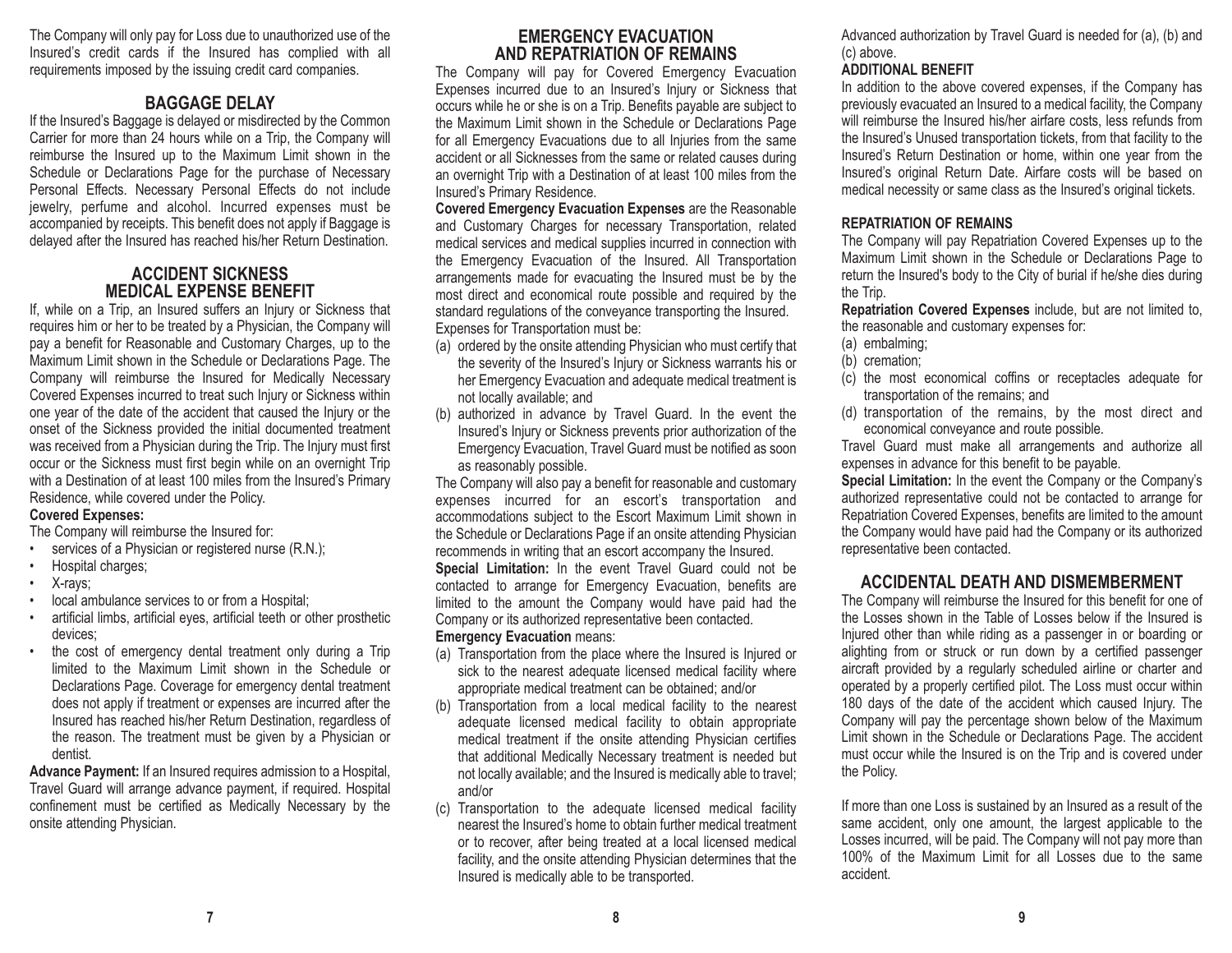The Company will only pay for Loss due to unauthorized use of the Insured's credit cards if the Insured has complied with all requirements imposed by the issuing credit card companies.

## BAGGAGE DELAY

If the Insured's Baggage is delayed or misdirected by the Common Carrier for more than 24 hours while on a Trip, the Company will reimburse the Insured up to the Maximum Limit shown in the Schedule or Declarations Page for the purchase of Necessary Personal Effects. Necessary Personal Effects do not include jewelry, perfume and alcohol. Incurred expenses must be accompanied by receipts. This benefit does not apply if Baggage is delayed after the Insured has reached his/her Return Destination.

## ACCIDENT SICKNESS MEDICAL EXPENSE BENEFIT

If, while on a Trip, an Insured suffers an Injury or Sickness that requires him or her to be treated by a Physician, the Company will pay a benefit for Reasonable and Customary Charges, up to the Maximum Limit shown in the Schedule or Declarations Page. The Company will reimburse the Insured for Medically Necessary Covered Expenses incurred to treat such Injury or Sickness within one year of the date of the accident that caused the Injury or the onset of the Sickness provided the initial documented treatment was received from a Physician during the Trip. The Injury must first occur or the Sickness must first begin while on an overnight Trip with a Destination of at least 100 miles from the Insured's Primary Residence, while covered under the Policy.

**Covered Expenses:**

The Company will reimburse the Insured for:

- services of a Physician or registered nurse (R.N.);
- Hospital charges;
- X-rays;
- local ambulance services to or from a Hospital;
- artificial limbs, artificial eyes, artificial teeth or other prosthetic devices;
- the cost of emergency dental treatment only during a Trip limited to the Maximum Limit shown in the Schedule or Declarations Page. Coverage for emergency dental treatment does not apply if treatment or expenses are incurred after the Insured has reached his/her Return Destination, regardless of the reason. The treatment must be given by a Physician or dentist.

**Advance Payment:** If an Insured requires admission to a Hospital, Travel Guard will arrange advance payment, if required. Hospital confinement must be certified as Medically Necessary by the onsite attending Physician.

## EMERGENCY EVACUATION AND REPATRIATION OF REMAINS

The Company will pay for Covered Emergency Evacuation Expenses incurred due to an Insured's Injury or Sickness that occurs while he or she is on a Trip. Benefits payable are subject to the Maximum Limit shown in the Schedule or Declarations Page for all Emergency Evacuations due to all Injuries from the same accident or all Sicknesses from the same or related causes during an overnight Trip with a Destination of at least 100 miles from the Insured's Primary Residence.

**Covered Emergency Evacuation Expenses** are the Reasonable and Customary Charges for necessary Transportation, related medical services and medical supplies incurred in connection with the Emergency Evacuation of the Insured. All Transportation arrangements made for evacuating the Insured must be by the most direct and economical route possible and required by the standard regulations of the conveyance transporting the Insured. Expenses for Transportation must be:

(a) ordered by the onsite attending Physician who must certify that the severity of the Insured's Injury or Sickness warrants his or her Emergency Evacuation and adequate medical treatment is not locally available; and

(b) authorized in advance by Travel Guard. In the event the Insured's Injury or Sickness prevents prior authorization of the Emergency Evacuation, Travel Guard must be notified as soon as reasonably possible.

The Company will also pay a benefit for reasonable and customary expenses incurred for an escort's transportation and accommodations subject to the Escort Maximum Limit shown in the Schedule or Declarations Page if an onsite attending Physician recommends in writing that an escort accompany the Insured.

**Special Limitation:** In the event Travel Guard could not be contacted to arrange for Emergency Evacuation, benefits are limited to the amount the Company would have paid had the Company or its authorized representative been contacted.

**Emergency Evacuation** means:

(a) Transportation from the place where the Insured is Injured or sick to the nearest adequate licensed medical facility where appropriate medical treatment can be obtained; and/or

(b) Transportation from a local medical facility to the nearest adequate licensed medical facility to obtain appropriate medical treatment if the onsite attending Physician certifies that additional Medically Necessary treatment is needed but not locally available; and the Insured is medically able to travel; and/or

(c) Transportation to the adequate licensed medical facility nearest the Insured's home to obtain further medical treatment or to recover, after being treated at a local licensed medical facility, and the onsite attending Physician determines that the Insured is medically able to be transported.

Advanced authorization by Travel Guard is needed for (a), (b) and (c) above.

### ADDITIONAL BENEFIT

In addition to the above covered expenses, if the Company has previously evacuated an Insured to a medical facility, the Company will reimburse the Insured his/her airfare costs, less refunds from the Insured's Unused transportation tickets, from that facility to the Insured's Return Destination or home, within one year from the Insured's original Return Date. Airfare costs will be based on medical necessity or same class as the Insured's original tickets.

### REPATRIATION OF REMAINS

The Company will pay Repatriation Covered Expenses up to the Maximum Limit shown in the Schedule or Declarations Page to return the Insured's body to the City of burial if he/she dies during the Trip.

**Repatriation Covered Expenses** include, but are not limited to, the reasonable and customary expenses for:

(a) embalming;

(b) cremation;

(c) the most economical coffins or receptacles adequate for transportation of the remains; and

(d) transportation of the remains, by the most direct and economical conveyance and route possible.

Travel Guard must make all arrangements and authorize all expenses in advance for this benefit to be payable.

**Special Limitation:** In the event the Company or the Company's authorized representative could not be contacted to arrange for Repatriation Covered Expenses, benefits are limited to the amount the Company would have paid had the Company or its authorized representative been contacted.

## ACCIDENTAL DEATH AND DISMEMBERMENT

The Company will reimburse the Insured for this benefit for one of the Losses shown in the Table of Losses below if the Insured is Injured other than while riding as a passenger in or boarding or alighting from or struck or run down by a certified passenger aircraft provided by a regularly scheduled airline or charter and operated by a properly certified pilot. The Loss must occur within 180 days of the date of the accident which caused Injury. The Company will pay the percentage shown below of the Maximum Limit shown in the Schedule or Declarations Page. The accident must occur while the Insured is on the Trip and is covered under the Policy.

If more than one Loss is sustained by an Insured as a result of the same accident, only one amount, the largest applicable to the Losses incurred, will be paid. The Company will not pay more than 100% of the Maximum Limit for all Losses due to the same accident.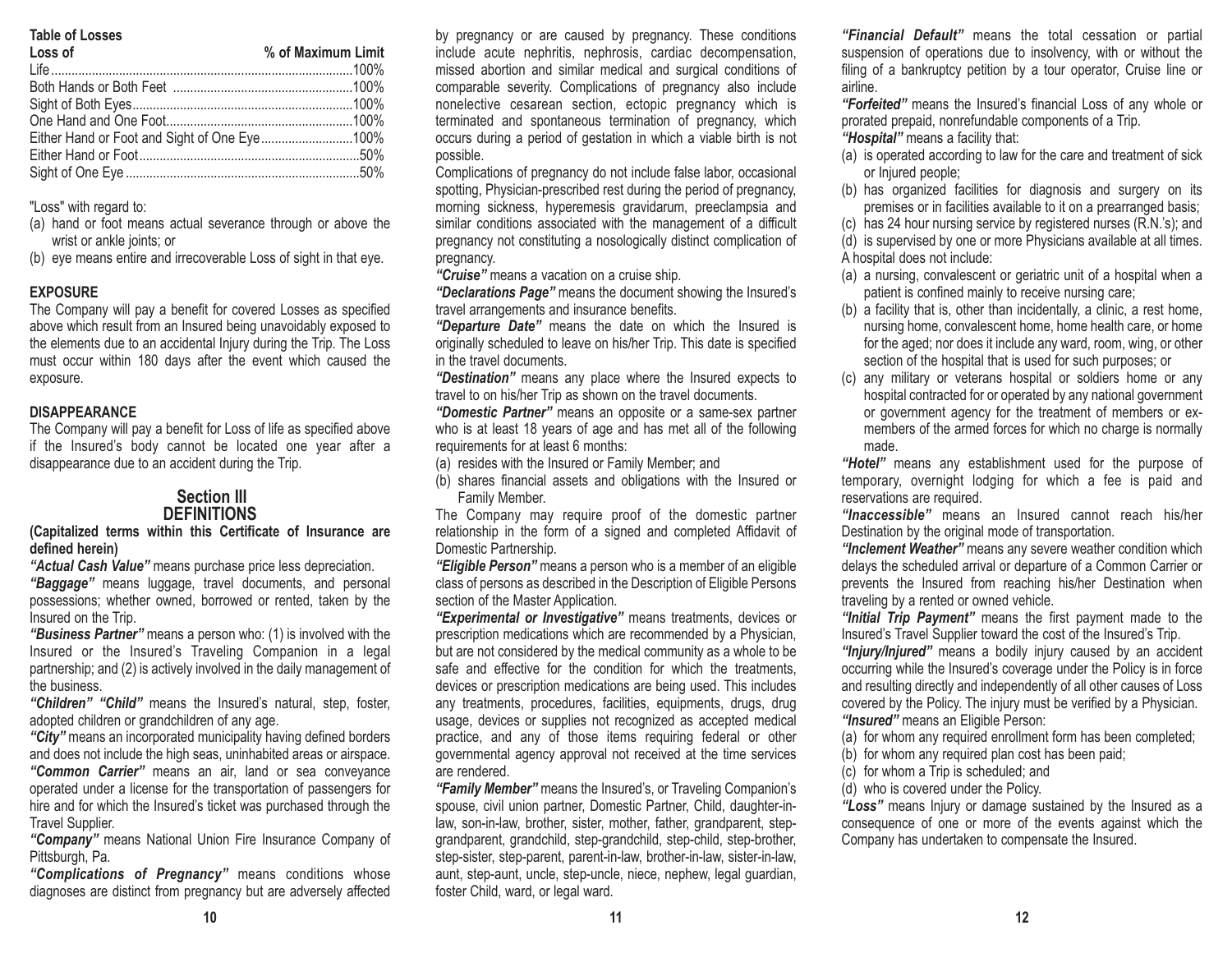**Table of Losses**

| Loss of | % of Maximum Limit |
|---|---|
| Life | 100% |
| Both Hands or Both Feet | 100% |
| Sight of Both Eyes | 100% |
| One Hand and One Foot | 100% |
| Either Hand or Foot and Sight of One Eye | 100% |
| Either Hand or Foot | 50% |
| Sight of One Eye | 50% |

"Loss" with regard to:

(a) hand or foot means actual severance through or above the wrist or ankle joints; or
(b) eye means entire and irrecoverable Loss of sight in that eye.

**EXPOSURE**

The Company will pay a benefit for covered Losses as specified above which result from an Insured being unavoidably exposed to the elements due to an accidental Injury during the Trip. The Loss must occur within 180 days after the event which caused the exposure.

**DISAPPEARANCE**

The Company will pay a benefit for Loss of life as specified above if the Insured's body cannot be located one year after a disappearance due to an accident during the Trip.

## Section III
## DEFINITIONS

**(Capitalized terms within this Certificate of Insurance are defined herein)**

***"Actual Cash Value"*** means purchase price less depreciation.

***"Baggage"*** means luggage, travel documents, and personal possessions; whether owned, borrowed or rented, taken by the Insured on the Trip.

***"Business Partner"*** means a person who: (1) is involved with the Insured or the Insured's Traveling Companion in a legal partnership; and (2) is actively involved in the daily management of the business.

***"Children" "Child"*** means the Insured's natural, step, foster, adopted children or grandchildren of any age.

***"City"*** means an incorporated municipality having defined borders and does not include the high seas, uninhabited areas or airspace.

***"Common Carrier"*** means an air, land or sea conveyance operated under a license for the transportation of passengers for hire and for which the Insured's ticket was purchased through the Travel Supplier.

***"Company"*** means National Union Fire Insurance Company of Pittsburgh, Pa.

***"Complications of Pregnancy"*** means conditions whose diagnoses are distinct from pregnancy but are adversely affected by pregnancy or are caused by pregnancy. These conditions include acute nephritis, nephrosis, cardiac decompensation, missed abortion and similar medical and surgical conditions of comparable severity. Complications of pregnancy also include nonelective cesarean section, ectopic pregnancy which is terminated and spontaneous termination of pregnancy, which occurs during a period of gestation in which a viable birth is not possible.

Complications of pregnancy do not include false labor, occasional spotting, Physician-prescribed rest during the period of pregnancy, morning sickness, hyperemesis gravidarum, preeclampsia and similar conditions associated with the management of a difficult pregnancy not constituting a nosologically distinct complication of pregnancy.

***"Cruise"*** means a vacation on a cruise ship.

***"Declarations Page"*** means the document showing the Insured's travel arrangements and insurance benefits.

***"Departure Date"*** means the date on which the Insured is originally scheduled to leave on his/her Trip. This date is specified in the travel documents.

***"Destination"*** means any place where the Insured expects to travel to on his/her Trip as shown on the travel documents.

***"Domestic Partner"*** means an opposite or a same-sex partner who is at least 18 years of age and has met all of the following requirements for at least 6 months:

(a) resides with the Insured or Family Member; and
(b) shares financial assets and obligations with the Insured or Family Member.

The Company may require proof of the domestic partner relationship in the form of a signed and completed Affidavit of Domestic Partnership.

***"Eligible Person"*** means a person who is a member of an eligible class of persons as described in the Description of Eligible Persons section of the Master Application.

***"Experimental or Investigative"*** means treatments, devices or prescription medications which are recommended by a Physician, but are not considered by the medical community as a whole to be safe and effective for the condition for which the treatments, devices or prescription medications are being used. This includes any treatments, procedures, facilities, equipments, drugs, drug usage, devices or supplies not recognized as accepted medical practice, and any of those items requiring federal or other governmental agency approval not received at the time services are rendered.

***"Family Member"*** means the Insured's, or Traveling Companion's spouse, civil union partner, Domestic Partner, Child, daughter-in-law, son-in-law, brother, sister, mother, father, grandparent, step-grandparent, grandchild, step-grandchild, step-child, step-brother, step-sister, step-parent, parent-in-law, brother-in-law, sister-in-law, aunt, step-aunt, uncle, step-uncle, niece, nephew, legal guardian, foster Child, ward, or legal ward.

***"Financial Default"*** means the total cessation or partial suspension of operations due to insolvency, with or without the filing of a bankruptcy petition by a tour operator, Cruise line or airline.

***"Forfeited"*** means the Insured's financial Loss of any whole or prorated prepaid, nonrefundable components of a Trip.

***"Hospital"*** means a facility that:

(a) is operated according to law for the care and treatment of sick or Injured people;
(b) has organized facilities for diagnosis and surgery on its premises or in facilities available to it on a prearranged basis;
(c) has 24 hour nursing service by registered nurses (R.N.'s); and
(d) is supervised by one or more Physicians available at all times.

A hospital does not include:

(a) a nursing, convalescent or geriatric unit of a hospital when a patient is confined mainly to receive nursing care;
(b) a facility that is, other than incidentally, a clinic, a rest home, nursing home, convalescent home, home health care, or home for the aged; nor does it include any ward, room, wing, or other section of the hospital that is used for such purposes; or
(c) any military or veterans hospital or soldiers home or any hospital contracted for or operated by any national government or government agency for the treatment of members or ex-members of the armed forces for which no charge is normally made.

***"Hotel"*** means any establishment used for the purpose of temporary, overnight lodging for which a fee is paid and reservations are required.

***"Inaccessible"*** means an Insured cannot reach his/her Destination by the original mode of transportation.

***"Inclement Weather"*** means any severe weather condition which delays the scheduled arrival or departure of a Common Carrier or prevents the Insured from reaching his/her Destination when traveling by a rented or owned vehicle.

***"Initial Trip Payment"*** means the first payment made to the Insured's Travel Supplier toward the cost of the Insured's Trip.

***"Injury/Injured"*** means a bodily injury caused by an accident occurring while the Insured's coverage under the Policy is in force and resulting directly and independently of all other causes of Loss covered by the Policy. The injury must be verified by a Physician.

***"Insured"*** means an Eligible Person:

(a) for whom any required enrollment form has been completed;
(b) for whom any required plan cost has been paid;
(c) for whom a Trip is scheduled; and
(d) who is covered under the Policy.

***"Loss"*** means Injury or damage sustained by the Insured as a consequence of one or more of the events against which the Company has undertaken to compensate the Insured.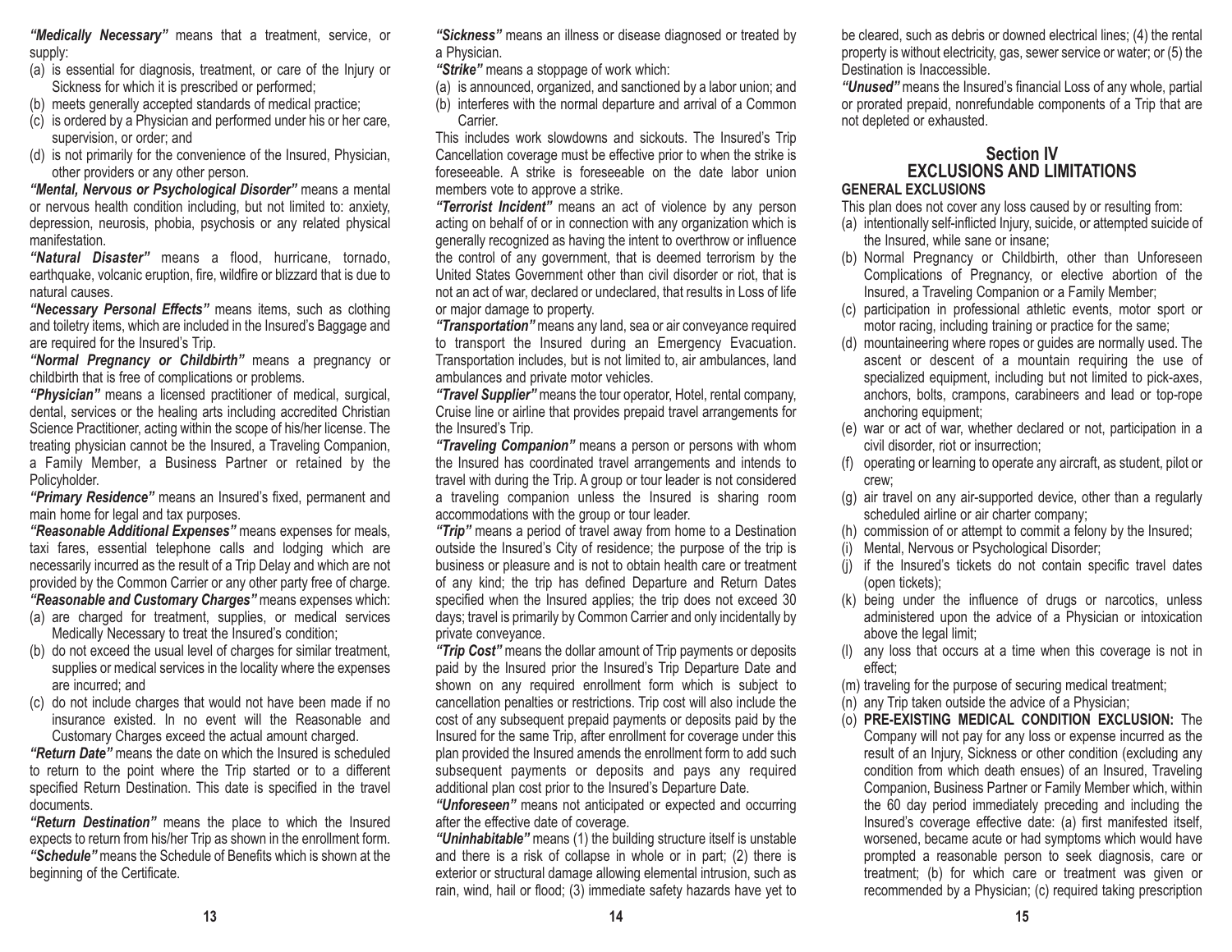***"Medically Necessary"*** means that a treatment, service, or supply:

(a) is essential for diagnosis, treatment, or care of the Injury or Sickness for which it is prescribed or performed;
(b) meets generally accepted standards of medical practice;
(c) is ordered by a Physician and performed under his or her care, supervision, or order; and
(d) is not primarily for the convenience of the Insured, Physician, other providers or any other person.

***"Mental, Nervous or Psychological Disorder"*** means a mental or nervous health condition including, but not limited to: anxiety, depression, neurosis, phobia, psychosis or any related physical manifestation.

***"Natural Disaster"*** means a flood, hurricane, tornado, earthquake, volcanic eruption, fire, wildfire or blizzard that is due to natural causes.

***"Necessary Personal Effects"*** means items, such as clothing and toiletry items, which are included in the Insured's Baggage and are required for the Insured's Trip.

***"Normal Pregnancy or Childbirth"*** means a pregnancy or childbirth that is free of complications or problems.

***"Physician"*** means a licensed practitioner of medical, surgical, dental, services or the healing arts including accredited Christian Science Practitioner, acting within the scope of his/her license. The treating physician cannot be the Insured, a Traveling Companion, a Family Member, a Business Partner or retained by the Policyholder.

***"Primary Residence"*** means an Insured's fixed, permanent and main home for legal and tax purposes.

***"Reasonable Additional Expenses"*** means expenses for meals, taxi fares, essential telephone calls and lodging which are necessarily incurred as the result of a Trip Delay and which are not provided by the Common Carrier or any other party free of charge.

***"Reasonable and Customary Charges"*** means expenses which:

(a) are charged for treatment, supplies, or medical services Medically Necessary to treat the Insured's condition;
(b) do not exceed the usual level of charges for similar treatment, supplies or medical services in the locality where the expenses are incurred; and
(c) do not include charges that would not have been made if no insurance existed. In no event will the Reasonable and Customary Charges exceed the actual amount charged.

***"Return Date"*** means the date on which the Insured is scheduled to return to the point where the Trip started or to a different specified Return Destination. This date is specified in the travel documents.

***"Return Destination"*** means the place to which the Insured expects to return from his/her Trip as shown in the enrollment form.

***"Schedule"*** means the Schedule of Benefits which is shown at the beginning of the Certificate.

***"Sickness"*** means an illness or disease diagnosed or treated by a Physician.

***"Strike"*** means a stoppage of work which:

(a) is announced, organized, and sanctioned by a labor union; and
(b) interferes with the normal departure and arrival of a Common Carrier.

This includes work slowdowns and sickouts. The Insured's Trip Cancellation coverage must be effective prior to when the strike is foreseeable. A strike is foreseeable on the date labor union members vote to approve a strike.

***"Terrorist Incident"*** means an act of violence by any person acting on behalf of or in connection with any organization which is generally recognized as having the intent to overthrow or influence the control of any government, that is deemed terrorism by the United States Government other than civil disorder or riot, that is not an act of war, declared or undeclared, that results in Loss of life or major damage to property.

***"Transportation"*** means any land, sea or air conveyance required to transport the Insured during an Emergency Evacuation. Transportation includes, but is not limited to, air ambulances, land ambulances and private motor vehicles.

***"Travel Supplier"*** means the tour operator, Hotel, rental company, Cruise line or airline that provides prepaid travel arrangements for the Insured's Trip.

***"Traveling Companion"*** means a person or persons with whom the Insured has coordinated travel arrangements and intends to travel with during the Trip. A group or tour leader is not considered a traveling companion unless the Insured is sharing room accommodations with the group or tour leader.

***"Trip"*** means a period of travel away from home to a Destination outside the Insured's City of residence; the purpose of the trip is business or pleasure and is not to obtain health care or treatment of any kind; the trip has defined Departure and Return Dates specified when the Insured applies; the trip does not exceed 30 days; travel is primarily by Common Carrier and only incidentally by private conveyance.

***"Trip Cost"*** means the dollar amount of Trip payments or deposits paid by the Insured prior the Insured's Trip Departure Date and shown on any required enrollment form which is subject to cancellation penalties or restrictions. Trip cost will also include the cost of any subsequent prepaid payments or deposits paid by the Insured for the same Trip, after enrollment for coverage under this plan provided the Insured amends the enrollment form to add such subsequent payments or deposits and pays any required additional plan cost prior to the Insured's Departure Date.

***"Unforeseen"*** means not anticipated or expected and occurring after the effective date of coverage.

***"Uninhabitable"*** means (1) the building structure itself is unstable and there is a risk of collapse in whole or in part; (2) there is exterior or structural damage allowing elemental intrusion, such as rain, wind, hail or flood; (3) immediate safety hazards have yet to be cleared, such as debris or downed electrical lines; (4) the rental property is without electricity, gas, sewer service or water; or (5) the Destination is Inaccessible.

***"Unused"*** means the Insured's financial Loss of any whole, partial or prorated prepaid, nonrefundable components of a Trip that are not depleted or exhausted.

## Section IV
## EXCLUSIONS AND LIMITATIONS

### GENERAL EXCLUSIONS

This plan does not cover any loss caused by or resulting from:

(a) intentionally self-inflicted Injury, suicide, or attempted suicide of the Insured, while sane or insane;
(b) Normal Pregnancy or Childbirth, other than Unforeseen Complications of Pregnancy, or elective abortion of the Insured, a Traveling Companion or a Family Member;
(c) participation in professional athletic events, motor sport or motor racing, including training or practice for the same;
(d) mountaineering where ropes or guides are normally used. The ascent or descent of a mountain requiring the use of specialized equipment, including but not limited to pick-axes, anchors, bolts, crampons, carabineers and lead or top-rope anchoring equipment;
(e) war or act of war, whether declared or not, participation in a civil disorder, riot or insurrection;
(f) operating or learning to operate any aircraft, as student, pilot or crew;
(g) air travel on any air-supported device, other than a regularly scheduled airline or air charter company;
(h) commission of or attempt to commit a felony by the Insured;
(i) Mental, Nervous or Psychological Disorder;
(j) if the Insured's tickets do not contain specific travel dates (open tickets);
(k) being under the influence of drugs or narcotics, unless administered upon the advice of a Physician or intoxication above the legal limit;
(l) any loss that occurs at a time when this coverage is not in effect;
(m) traveling for the purpose of securing medical treatment;
(n) any Trip taken outside the advice of a Physician;
(o) **PRE-EXISTING MEDICAL CONDITION EXCLUSION:** The Company will not pay for any loss or expense incurred as the result of an Injury, Sickness or other condition (excluding any condition from which death ensues) of an Insured, Traveling Companion, Business Partner or Family Member which, within the 60 day period immediately preceding and including the Insured's coverage effective date: (a) first manifested itself, worsened, became acute or had symptoms which would have prompted a reasonable person to seek diagnosis, care or treatment; (b) for which care or treatment was given or recommended by a Physician; (c) required taking prescription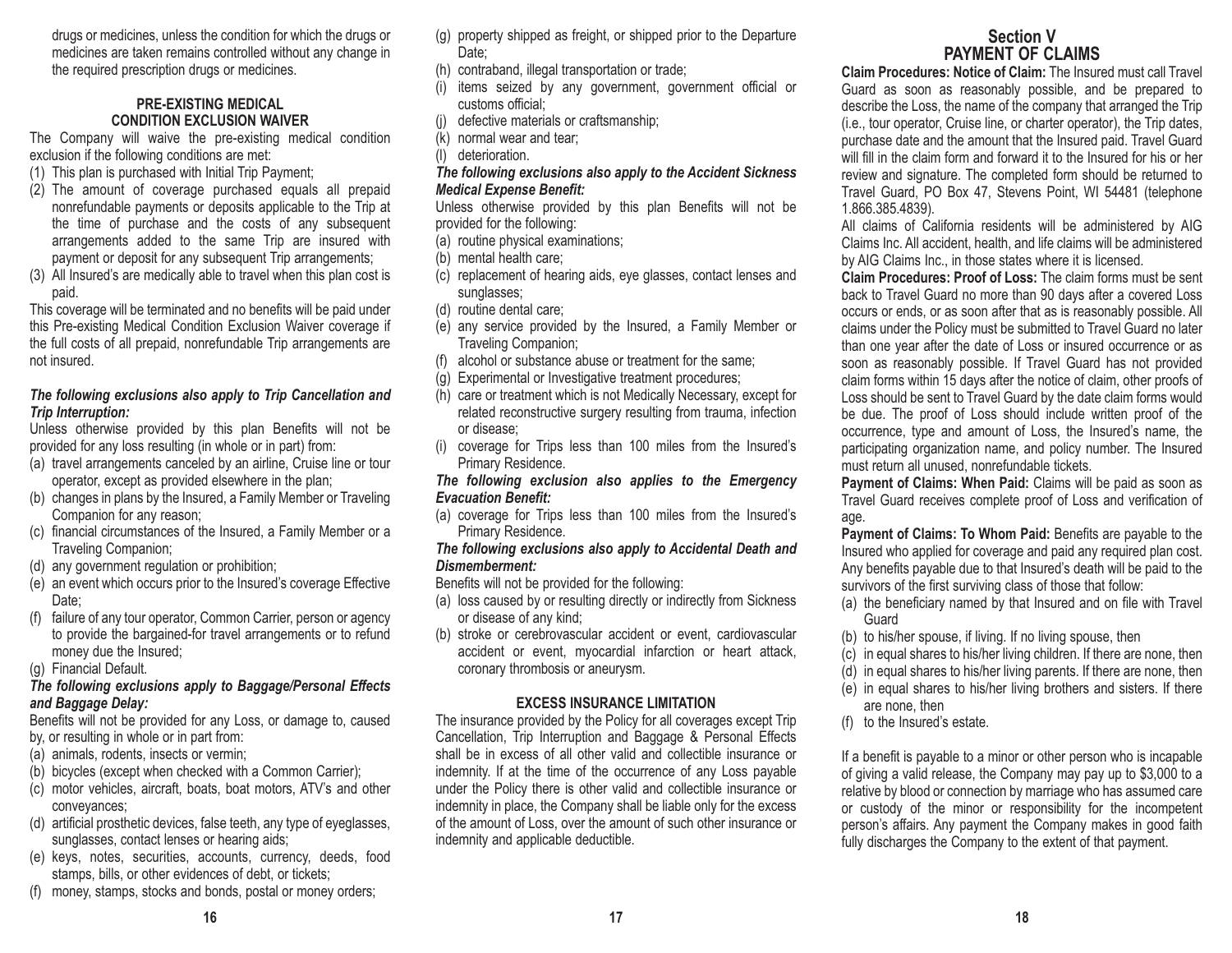drugs or medicines, unless the condition for which the drugs or medicines are taken remains controlled without any change in the required prescription drugs or medicines.

### PRE-EXISTING MEDICAL CONDITION EXCLUSION WAIVER

The Company will waive the pre-existing medical condition exclusion if the following conditions are met:

(1) This plan is purchased with Initial Trip Payment;
(2) The amount of coverage purchased equals all prepaid nonrefundable payments or deposits applicable to the Trip at the time of purchase and the costs of any subsequent arrangements added to the same Trip are insured with payment or deposit for any subsequent Trip arrangements;
(3) All Insured's are medically able to travel when this plan cost is paid.

This coverage will be terminated and no benefits will be paid under this Pre-existing Medical Condition Exclusion Waiver coverage if the full costs of all prepaid, nonrefundable Trip arrangements are not insured.

***The following exclusions also apply to Trip Cancellation and Trip Interruption:***

Unless otherwise provided by this plan Benefits will not be provided for any loss resulting (in whole or in part) from:

(a) travel arrangements canceled by an airline, Cruise line or tour operator, except as provided elsewhere in the plan;
(b) changes in plans by the Insured, a Family Member or Traveling Companion for any reason;
(c) financial circumstances of the Insured, a Family Member or a Traveling Companion;
(d) any government regulation or prohibition;
(e) an event which occurs prior to the Insured's coverage Effective Date;
(f) failure of any tour operator, Common Carrier, person or agency to provide the bargained-for travel arrangements or to refund money due the Insured;
(g) Financial Default.

***The following exclusions apply to Baggage/Personal Effects and Baggage Delay:***

Benefits will not be provided for any Loss, or damage to, caused by, or resulting in whole or in part from:

(a) animals, rodents, insects or vermin;
(b) bicycles (except when checked with a Common Carrier);
(c) motor vehicles, aircraft, boats, boat motors, ATV's and other conveyances;
(d) artificial prosthetic devices, false teeth, any type of eyeglasses, sunglasses, contact lenses or hearing aids;
(e) keys, notes, securities, accounts, currency, deeds, food stamps, bills, or other evidences of debt, or tickets;
(f) money, stamps, stocks and bonds, postal or money orders;
(g) property shipped as freight, or shipped prior to the Departure Date;
(h) contraband, illegal transportation or trade;
(i) items seized by any government, government official or customs official;
(j) defective materials or craftsmanship;
(k) normal wear and tear;
(l) deterioration.

***The following exclusions also apply to the Accident Sickness Medical Expense Benefit:***

Unless otherwise provided by this plan Benefits will not be provided for the following:

(a) routine physical examinations;
(b) mental health care;
(c) replacement of hearing aids, eye glasses, contact lenses and sunglasses;
(d) routine dental care;
(e) any service provided by the Insured, a Family Member or Traveling Companion;
(f) alcohol or substance abuse or treatment for the same;
(g) Experimental or Investigative treatment procedures;
(h) care or treatment which is not Medically Necessary, except for related reconstructive surgery resulting from trauma, infection or disease;
(i) coverage for Trips less than 100 miles from the Insured's Primary Residence.

***The following exclusion also applies to the Emergency Evacuation Benefit:***

(a) coverage for Trips less than 100 miles from the Insured's Primary Residence.

***The following exclusions also apply to Accidental Death and Dismemberment:***

Benefits will not be provided for the following:

(a) loss caused by or resulting directly or indirectly from Sickness or disease of any kind;
(b) stroke or cerebrovascular accident or event, cardiovascular accident or event, myocardial infarction or heart attack, coronary thrombosis or aneurysm.

### EXCESS INSURANCE LIMITATION

The insurance provided by the Policy for all coverages except Trip Cancellation, Trip Interruption and Baggage & Personal Effects shall be in excess of all other valid and collectible insurance or indemnity. If at the time of the occurrence of any Loss payable under the Policy there is other valid and collectible insurance or indemnity in place, the Company shall be liable only for the excess of the amount of Loss, over the amount of such other insurance or indemnity and applicable deductible.

## Section V
## PAYMENT OF CLAIMS

**Claim Procedures: Notice of Claim:** The Insured must call Travel Guard as soon as reasonably possible, and be prepared to describe the Loss, the name of the company that arranged the Trip (i.e., tour operator, Cruise line, or charter operator), the Trip dates, purchase date and the amount that the Insured paid. Travel Guard will fill in the claim form and forward it to the Insured for his or her review and signature. The completed form should be returned to Travel Guard, PO Box 47, Stevens Point, WI 54481 (telephone 1.866.385.4839).

All claims of California residents will be administered by AIG Claims Inc. All accident, health, and life claims will be administered by AIG Claims Inc., in those states where it is licensed.

**Claim Procedures: Proof of Loss:** The claim forms must be sent back to Travel Guard no more than 90 days after a covered Loss occurs or ends, or as soon after that as is reasonably possible. All claims under the Policy must be submitted to Travel Guard no later than one year after the date of Loss or insured occurrence or as soon as reasonably possible. If Travel Guard has not provided claim forms within 15 days after the notice of claim, other proofs of Loss should be sent to Travel Guard by the date claim forms would be due. The proof of Loss should include written proof of the occurrence, type and amount of Loss, the Insured's name, the participating organization name, and policy number. The Insured must return all unused, nonrefundable tickets.

**Payment of Claims: When Paid:** Claims will be paid as soon as Travel Guard receives complete proof of Loss and verification of age.

**Payment of Claims: To Whom Paid:** Benefits are payable to the Insured who applied for coverage and paid any required plan cost. Any benefits payable due to that Insured's death will be paid to the survivors of the first surviving class of those that follow:

(a) the beneficiary named by that Insured and on file with Travel Guard
(b) to his/her spouse, if living. If no living spouse, then
(c) in equal shares to his/her living children. If there are none, then
(d) in equal shares to his/her living parents. If there are none, then
(e) in equal shares to his/her living brothers and sisters. If there are none, then
(f) to the Insured's estate.

If a benefit is payable to a minor or other person who is incapable of giving a valid release, the Company may pay up to $3,000 to a relative by blood or connection by marriage who has assumed care or custody of the minor or responsibility for the incompetent person's affairs. Any payment the Company makes in good faith fully discharges the Company to the extent of that payment.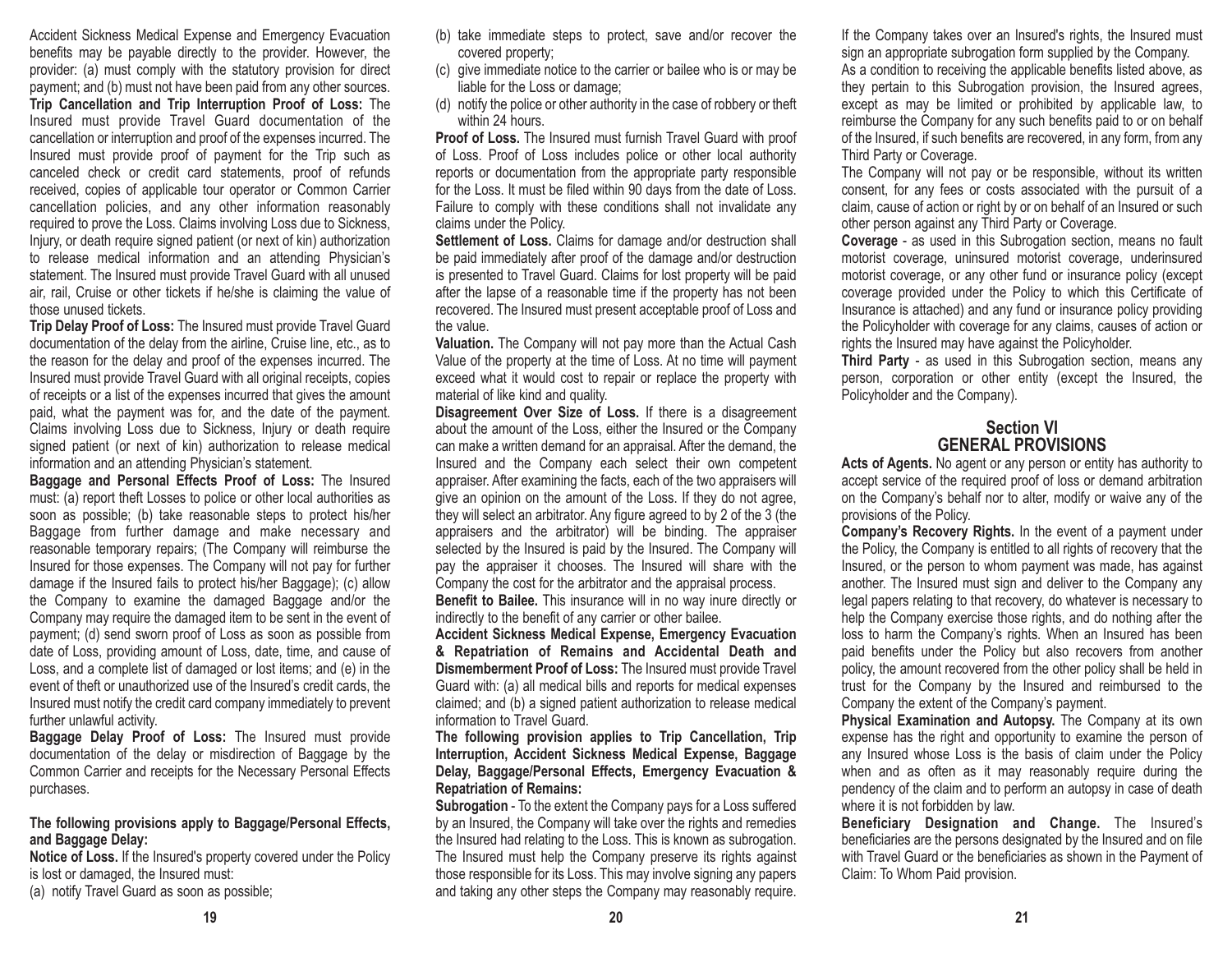Accident Sickness Medical Expense and Emergency Evacuation benefits may be payable directly to the provider. However, the provider: (a) must comply with the statutory provision for direct payment; and (b) must not have been paid from any other sources.

**Trip Cancellation and Trip Interruption Proof of Loss:** The Insured must provide Travel Guard documentation of the cancellation or interruption and proof of the expenses incurred. The Insured must provide proof of payment for the Trip such as canceled check or credit card statements, proof of refunds received, copies of applicable tour operator or Common Carrier cancellation policies, and any other information reasonably required to prove the Loss. Claims involving Loss due to Sickness, Injury, or death require signed patient (or next of kin) authorization to release medical information and an attending Physician's statement. The Insured must provide Travel Guard with all unused air, rail, Cruise or other tickets if he/she is claiming the value of those unused tickets.

**Trip Delay Proof of Loss:** The Insured must provide Travel Guard documentation of the delay from the airline, Cruise line, etc., as to the reason for the delay and proof of the expenses incurred. The Insured must provide Travel Guard with all original receipts, copies of receipts or a list of the expenses incurred that gives the amount paid, what the payment was for, and the date of the payment. Claims involving Loss due to Sickness, Injury or death require signed patient (or next of kin) authorization to release medical information and an attending Physician's statement.

**Baggage and Personal Effects Proof of Loss:** The Insured must: (a) report theft Losses to police or other local authorities as soon as possible; (b) take reasonable steps to protect his/her Baggage from further damage and make necessary and reasonable temporary repairs; (The Company will reimburse the Insured for those expenses. The Company will not pay for further damage if the Insured fails to protect his/her Baggage); (c) allow the Company to examine the damaged Baggage and/or the Company may require the damaged item to be sent in the event of payment; (d) send sworn proof of Loss as soon as possible from date of Loss, providing amount of Loss, date, time, and cause of Loss, and a complete list of damaged or lost items; and (e) in the event of theft or unauthorized use of the Insured's credit cards, the Insured must notify the credit card company immediately to prevent further unlawful activity.

**Baggage Delay Proof of Loss:** The Insured must provide documentation of the delay or misdirection of Baggage by the Common Carrier and receipts for the Necessary Personal Effects purchases.

**The following provisions apply to Baggage/Personal Effects, and Baggage Delay:**

**Notice of Loss.** If the Insured's property covered under the Policy is lost or damaged, the Insured must:

(a) notify Travel Guard as soon as possible;

(b) take immediate steps to protect, save and/or recover the covered property;

(c) give immediate notice to the carrier or bailee who is or may be liable for the Loss or damage;

(d) notify the police or other authority in the case of robbery or theft within 24 hours.

**Proof of Loss.** The Insured must furnish Travel Guard with proof of Loss. Proof of Loss includes police or other local authority reports or documentation from the appropriate party responsible for the Loss. It must be filed within 90 days from the date of Loss. Failure to comply with these conditions shall not invalidate any claims under the Policy.

**Settlement of Loss.** Claims for damage and/or destruction shall be paid immediately after proof of the damage and/or destruction is presented to Travel Guard. Claims for lost property will be paid after the lapse of a reasonable time if the property has not been recovered. The Insured must present acceptable proof of Loss and the value.

**Valuation.** The Company will not pay more than the Actual Cash Value of the property at the time of Loss. At no time will payment exceed what it would cost to repair or replace the property with material of like kind and quality.

**Disagreement Over Size of Loss.** If there is a disagreement about the amount of the Loss, either the Insured or the Company can make a written demand for an appraisal. After the demand, the Insured and the Company each select their own competent appraiser. After examining the facts, each of the two appraisers will give an opinion on the amount of the Loss. If they do not agree, they will select an arbitrator. Any figure agreed to by 2 of the 3 (the appraisers and the arbitrator) will be binding. The appraiser selected by the Insured is paid by the Insured. The Company will pay the appraiser it chooses. The Insured will share with the Company the cost for the arbitrator and the appraisal process.

**Benefit to Bailee.** This insurance will in no way inure directly or indirectly to the benefit of any carrier or other bailee.

**Accident Sickness Medical Expense, Emergency Evacuation & Repatriation of Remains and Accidental Death and Dismemberment Proof of Loss:** The Insured must provide Travel Guard with: (a) all medical bills and reports for medical expenses claimed; and (b) a signed patient authorization to release medical information to Travel Guard.

**The following provision applies to Trip Cancellation, Trip Interruption, Accident Sickness Medical Expense, Baggage Delay, Baggage/Personal Effects, Emergency Evacuation & Repatriation of Remains:**

**Subrogation** - To the extent the Company pays for a Loss suffered by an Insured, the Company will take over the rights and remedies the Insured had relating to the Loss. This is known as subrogation. The Insured must help the Company preserve its rights against those responsible for its Loss. This may involve signing any papers and taking any other steps the Company may reasonably require. If the Company takes over an Insured's rights, the Insured must sign an appropriate subrogation form supplied by the Company.

As a condition to receiving the applicable benefits listed above, as they pertain to this Subrogation provision, the Insured agrees, except as may be limited or prohibited by applicable law, to reimburse the Company for any such benefits paid to or on behalf of the Insured, if such benefits are recovered, in any form, from any Third Party or Coverage.

The Company will not pay or be responsible, without its written consent, for any fees or costs associated with the pursuit of a claim, cause of action or right by or on behalf of an Insured or such other person against any Third Party or Coverage.

**Coverage** - as used in this Subrogation section, means no fault motorist coverage, uninsured motorist coverage, underinsured motorist coverage, or any other fund or insurance policy (except coverage provided under the Policy to which this Certificate of Insurance is attached) and any fund or insurance policy providing the Policyholder with coverage for any claims, causes of action or rights the Insured may have against the Policyholder.

**Third Party** - as used in this Subrogation section, means any person, corporation or other entity (except the Insured, the Policyholder and the Company).

## Section VI
## GENERAL PROVISIONS

**Acts of Agents.** No agent or any person or entity has authority to accept service of the required proof of loss or demand arbitration on the Company's behalf nor to alter, modify or waive any of the provisions of the Policy.

**Company's Recovery Rights.** In the event of a payment under the Policy, the Company is entitled to all rights of recovery that the Insured, or the person to whom payment was made, has against another. The Insured must sign and deliver to the Company any legal papers relating to that recovery, do whatever is necessary to help the Company exercise those rights, and do nothing after the loss to harm the Company's rights. When an Insured has been paid benefits under the Policy but also recovers from another policy, the amount recovered from the other policy shall be held in trust for the Company by the Insured and reimbursed to the Company the extent of the Company's payment.

**Physical Examination and Autopsy.** The Company at its own expense has the right and opportunity to examine the person of any Insured whose Loss is the basis of claim under the Policy when and as often as it may reasonably require during the pendency of the claim and to perform an autopsy in case of death where it is not forbidden by law.

**Beneficiary Designation and Change.** The Insured's beneficiaries are the persons designated by the Insured and on file with Travel Guard or the beneficiaries as shown in the Payment of Claim: To Whom Paid provision.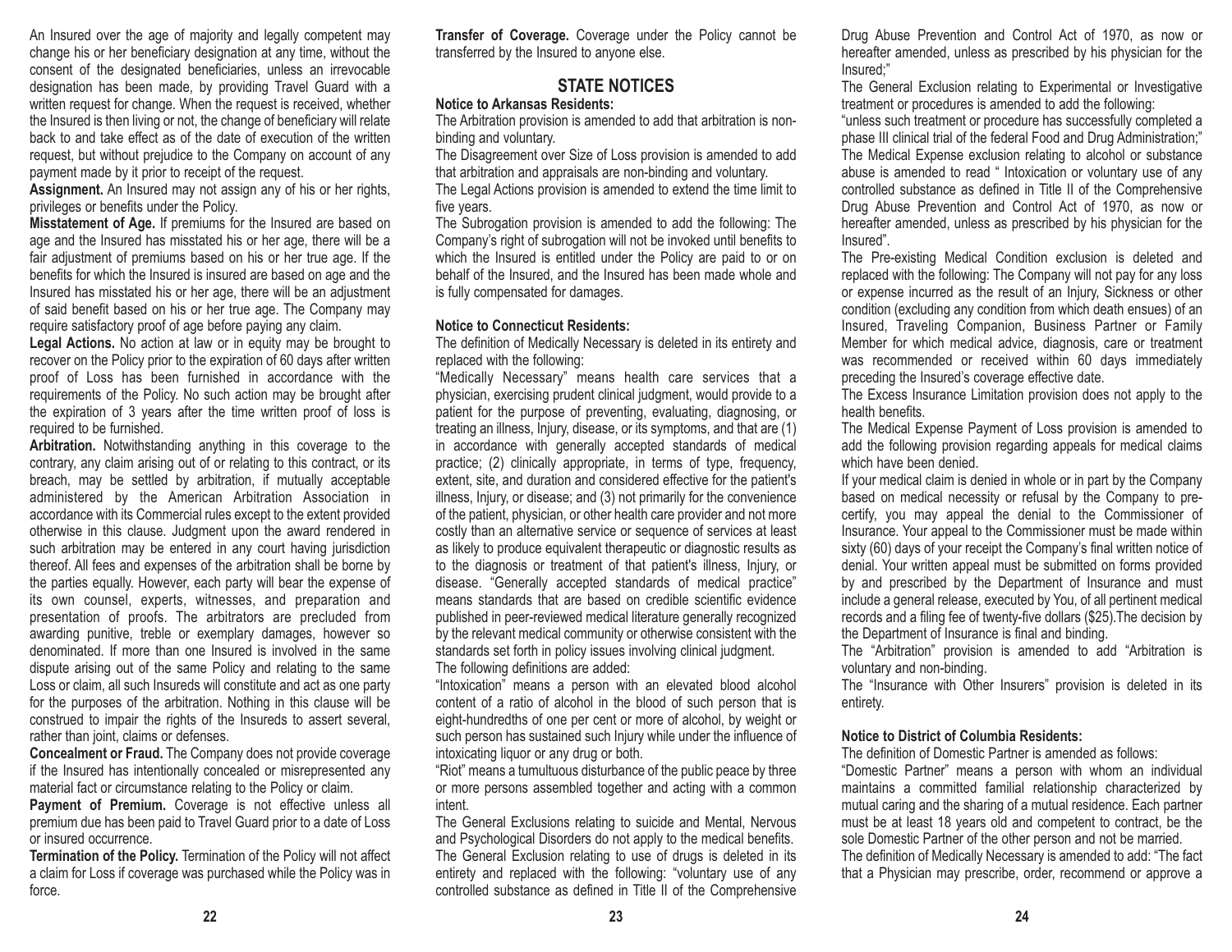An Insured over the age of majority and legally competent may change his or her beneficiary designation at any time, without the consent of the designated beneficiaries, unless an irrevocable designation has been made, by providing Travel Guard with a written request for change. When the request is received, whether the Insured is then living or not, the change of beneficiary will relate back to and take effect as of the date of execution of the written request, but without prejudice to the Company on account of any payment made by it prior to receipt of the request.

**Assignment.** An Insured may not assign any of his or her rights, privileges or benefits under the Policy.

**Misstatement of Age.** If premiums for the Insured are based on age and the Insured has misstated his or her age, there will be a fair adjustment of premiums based on his or her true age. If the benefits for which the Insured is insured are based on age and the Insured has misstated his or her age, there will be an adjustment of said benefit based on his or her true age. The Company may require satisfactory proof of age before paying any claim.

**Legal Actions.** No action at law or in equity may be brought to recover on the Policy prior to the expiration of 60 days after written proof of Loss has been furnished in accordance with the requirements of the Policy. No such action may be brought after the expiration of 3 years after the time written proof of loss is required to be furnished.

**Arbitration.** Notwithstanding anything in this coverage to the contrary, any claim arising out of or relating to this contract, or its breach, may be settled by arbitration, if mutually acceptable administered by the American Arbitration Association in accordance with its Commercial rules except to the extent provided otherwise in this clause. Judgment upon the award rendered in such arbitration may be entered in any court having jurisdiction thereof. All fees and expenses of the arbitration shall be borne by the parties equally. However, each party will bear the expense of its own counsel, experts, witnesses, and preparation and presentation of proofs. The arbitrators are precluded from awarding punitive, treble or exemplary damages, however so denominated. If more than one Insured is involved in the same dispute arising out of the same Policy and relating to the same Loss or claim, all such Insureds will constitute and act as one party for the purposes of the arbitration. Nothing in this clause will be construed to impair the rights of the Insureds to assert several, rather than joint, claims or defenses.

**Concealment or Fraud.** The Company does not provide coverage if the Insured has intentionally concealed or misrepresented any material fact or circumstance relating to the Policy or claim.

**Payment of Premium.** Coverage is not effective unless all premium due has been paid to Travel Guard prior to a date of Loss or insured occurrence.

**Termination of the Policy.** Termination of the Policy will not affect a claim for Loss if coverage was purchased while the Policy was in force.

**Transfer of Coverage.** Coverage under the Policy cannot be transferred by the Insured to anyone else.

## STATE NOTICES

**Notice to Arkansas Residents:**

The Arbitration provision is amended to add that arbitration is non-binding and voluntary.

The Disagreement over Size of Loss provision is amended to add that arbitration and appraisals are non-binding and voluntary.

The Legal Actions provision is amended to extend the time limit to five years.

The Subrogation provision is amended to add the following: The Company's right of subrogation will not be invoked until benefits to which the Insured is entitled under the Policy are paid to or on behalf of the Insured, and the Insured has been made whole and is fully compensated for damages.

**Notice to Connecticut Residents:**

The definition of Medically Necessary is deleted in its entirety and replaced with the following:

"Medically Necessary" means health care services that a physician, exercising prudent clinical judgment, would provide to a patient for the purpose of preventing, evaluating, diagnosing, or treating an illness, Injury, disease, or its symptoms, and that are (1) in accordance with generally accepted standards of medical practice; (2) clinically appropriate, in terms of type, frequency, extent, site, and duration and considered effective for the patient's illness, Injury, or disease; and (3) not primarily for the convenience of the patient, physician, or other health care provider and not more costly than an alternative service or sequence of services at least as likely to produce equivalent therapeutic or diagnostic results as to the diagnosis or treatment of that patient's illness, Injury, or disease. "Generally accepted standards of medical practice" means standards that are based on credible scientific evidence published in peer-reviewed medical literature generally recognized by the relevant medical community or otherwise consistent with the standards set forth in policy issues involving clinical judgment.

The following definitions are added:

"Intoxication" means a person with an elevated blood alcohol content of a ratio of alcohol in the blood of such person that is eight-hundredths of one per cent or more of alcohol, by weight or such person has sustained such Injury while under the influence of intoxicating liquor or any drug or both.

"Riot" means a tumultuous disturbance of the public peace by three or more persons assembled together and acting with a common intent.

The General Exclusions relating to suicide and Mental, Nervous and Psychological Disorders do not apply to the medical benefits.

The General Exclusion relating to use of drugs is deleted in its entirety and replaced with the following: "voluntary use of any controlled substance as defined in Title II of the Comprehensive Drug Abuse Prevention and Control Act of 1970, as now or hereafter amended, unless as prescribed by his physician for the Insured;"

The General Exclusion relating to Experimental or Investigative treatment or procedures is amended to add the following:

"unless such treatment or procedure has successfully completed a phase III clinical trial of the federal Food and Drug Administration;"

The Medical Expense exclusion relating to alcohol or substance abuse is amended to read " Intoxication or voluntary use of any controlled substance as defined in Title II of the Comprehensive Drug Abuse Prevention and Control Act of 1970, as now or hereafter amended, unless as prescribed by his physician for the Insured".

The Pre-existing Medical Condition exclusion is deleted and replaced with the following: The Company will not pay for any loss or expense incurred as the result of an Injury, Sickness or other condition (excluding any condition from which death ensues) of an Insured, Traveling Companion, Business Partner or Family Member for which medical advice, diagnosis, care or treatment was recommended or received within 60 days immediately preceding the Insured's coverage effective date.

The Excess Insurance Limitation provision does not apply to the health benefits.

The Medical Expense Payment of Loss provision is amended to add the following provision regarding appeals for medical claims which have been denied.

If your medical claim is denied in whole or in part by the Company based on medical necessity or refusal by the Company to pre-certify, you may appeal the denial to the Commissioner of Insurance. Your appeal to the Commissioner must be made within sixty (60) days of your receipt the Company's final written notice of denial. Your written appeal must be submitted on forms provided by and prescribed by the Department of Insurance and must include a general release, executed by You, of all pertinent medical records and a filing fee of twenty-five dollars ($25).The decision by the Department of Insurance is final and binding.

The "Arbitration" provision is amended to add "Arbitration is voluntary and non-binding.

The "Insurance with Other Insurers" provision is deleted in its entirety.

**Notice to District of Columbia Residents:**

The definition of Domestic Partner is amended as follows:

"Domestic Partner" means a person with whom an individual maintains a committed familial relationship characterized by mutual caring and the sharing of a mutual residence. Each partner must be at least 18 years old and competent to contract, be the sole Domestic Partner of the other person and not be married.

The definition of Medically Necessary is amended to add: "The fact that a Physician may prescribe, order, recommend or approve a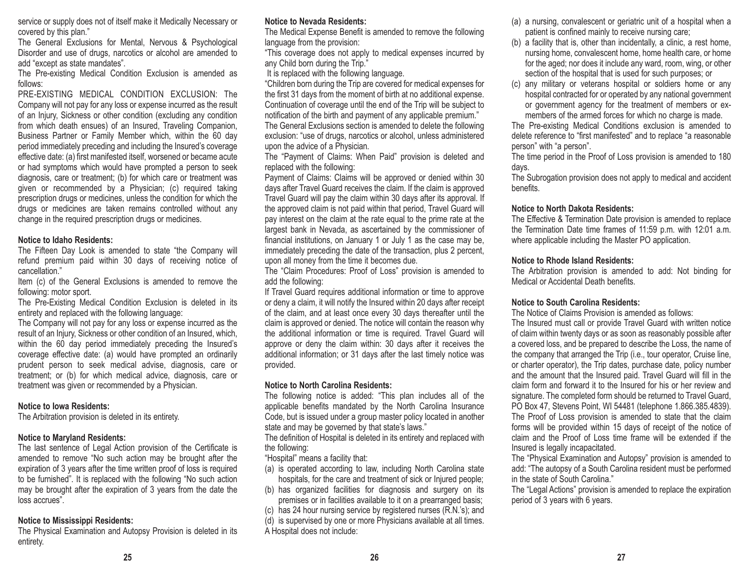service or supply does not of itself make it Medically Necessary or covered by this plan."

The General Exclusions for Mental, Nervous & Psychological Disorder and use of drugs, narcotics or alcohol are amended to add "except as state mandates".

The Pre-existing Medical Condition Exclusion is amended as follows:

PRE-EXISTING MEDICAL CONDITION EXCLUSION: The Company will not pay for any loss or expense incurred as the result of an Injury, Sickness or other condition (excluding any condition from which death ensues) of an Insured, Traveling Companion, Business Partner or Family Member which, within the 60 day period immediately preceding and including the Insured's coverage effective date: (a) first manifested itself, worsened or became acute or had symptoms which would have prompted a person to seek diagnosis, care or treatment; (b) for which care or treatment was given or recommended by a Physician; (c) required taking prescription drugs or medicines, unless the condition for which the drugs or medicines are taken remains controlled without any change in the required prescription drugs or medicines.

**Notice to Idaho Residents:**

The Fifteen Day Look is amended to state "the Company will refund premium paid within 30 days of receiving notice of cancellation."

Item (c) of the General Exclusions is amended to remove the following: motor sport.

The Pre-Existing Medical Condition Exclusion is deleted in its entirety and replaced with the following language:

The Company will not pay for any loss or expense incurred as the result of an Injury, Sickness or other condition of an Insured, which, within the 60 day period immediately preceding the Insured's coverage effective date: (a) would have prompted an ordinarily prudent person to seek medical advise, diagnosis, care or treatment; or (b) for which medical advice, diagnosis, care or treatment was given or recommended by a Physician.

**Notice to Iowa Residents:**

The Arbitration provision is deleted in its entirety.

**Notice to Maryland Residents:**

The last sentence of Legal Action provision of the Certificate is amended to remove "No such action may be brought after the expiration of 3 years after the time written proof of loss is required to be furnished". It is replaced with the following "No such action may be brought after the expiration of 3 years from the date the loss accrues".

**Notice to Mississippi Residents:**

The Physical Examination and Autopsy Provision is deleted in its entirety.

**Notice to Nevada Residents:**

The Medical Expense Benefit is amended to remove the following language from the provision:

"This coverage does not apply to medical expenses incurred by any Child born during the Trip."

It is replaced with the following language.

"Children born during the Trip are covered for medical expenses for the first 31 days from the moment of birth at no additional expense. Continuation of coverage until the end of the Trip will be subject to notification of the birth and payment of any applicable premium."

The General Exclusions section is amended to delete the following exclusion: "use of drugs, narcotics or alcohol, unless administered upon the advice of a Physician.

The "Payment of Claims: When Paid" provision is deleted and replaced with the following:

Payment of Claims: Claims will be approved or denied within 30 days after Travel Guard receives the claim. If the claim is approved Travel Guard will pay the claim within 30 days after its approval. If the approved claim is not paid within that period, Travel Guard will pay interest on the claim at the rate equal to the prime rate at the largest bank in Nevada, as ascertained by the commissioner of financial institutions, on January 1 or July 1 as the case may be, immediately preceding the date of the transaction, plus 2 percent, upon all money from the time it becomes due.

The "Claim Procedures: Proof of Loss" provision is amended to add the following:

If Travel Guard requires additional information or time to approve or deny a claim, it will notify the Insured within 20 days after receipt of the claim, and at least once every 30 days thereafter until the claim is approved or denied. The notice will contain the reason why the additional information or time is required. Travel Guard will approve or deny the claim within: 30 days after it receives the additional information; or 31 days after the last timely notice was provided.

**Notice to North Carolina Residents:**

The following notice is added: "This plan includes all of the applicable benefits mandated by the North Carolina Insurance Code, but is issued under a group master policy located in another state and may be governed by that state's laws."

The definition of Hospital is deleted in its entirety and replaced with the following:

"Hospital" means a facility that:

(a) is operated according to law, including North Carolina state hospitals, for the care and treatment of sick or Injured people;
(b) has organized facilities for diagnosis and surgery on its premises or in facilities available to it on a prearranged basis;
(c) has 24 hour nursing service by registered nurses (R.N.'s); and
(d) is supervised by one or more Physicians available at all times.

A Hospital does not include:

(a) a nursing, convalescent or geriatric unit of a hospital when a patient is confined mainly to receive nursing care;
(b) a facility that is, other than incidentally, a clinic, a rest home, nursing home, convalescent home, home health care, or home for the aged; nor does it include any ward, room, wing, or other section of the hospital that is used for such purposes; or
(c) any military or veterans hospital or soldiers home or any hospital contracted for or operated by any national government or government agency for the treatment of members or ex-members of the armed forces for which no charge is made.

The Pre-existing Medical Conditions exclusion is amended to delete reference to "first manifested" and to replace "a reasonable person" with "a person".

The time period in the Proof of Loss provision is amended to 180 days.

The Subrogation provision does not apply to medical and accident benefits.

**Notice to North Dakota Residents:**

The Effective & Termination Date provision is amended to replace the Termination Date time frames of 11:59 p.m. with 12:01 a.m. where applicable including the Master PO application.

**Notice to Rhode Island Residents:**

The Arbitration provision is amended to add: Not binding for Medical or Accidental Death benefits.

**Notice to South Carolina Residents:**

The Notice of Claims Provision is amended as follows:

The Insured must call or provide Travel Guard with written notice of claim within twenty days or as soon as reasonably possible after a covered loss, and be prepared to describe the Loss, the name of the company that arranged the Trip (i.e., tour operator, Cruise line, or charter operator), the Trip dates, purchase date, policy number and the amount that the Insured paid. Travel Guard will fill in the claim form and forward it to the Insured for his or her review and signature. The completed form should be returned to Travel Guard, PO Box 47, Stevens Point, WI 54481 (telephone 1.866.385.4839).

The Proof of Loss provision is amended to state that the claim forms will be provided within 15 days of receipt of the notice of claim and the Proof of Loss time frame will be extended if the Insured is legally incapacitated.

The "Physical Examination and Autopsy" provision is amended to add: "The autopsy of a South Carolina resident must be performed in the state of South Carolina."

The "Legal Actions" provision is amended to replace the expiration period of 3 years with 6 years.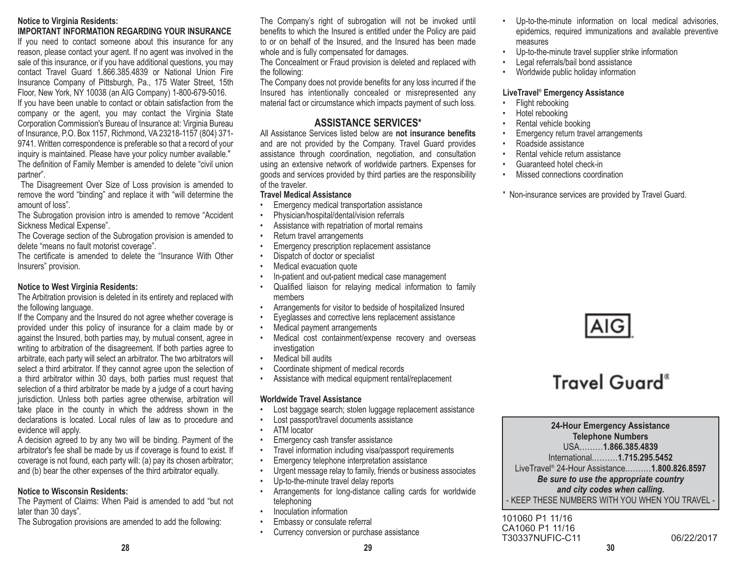**Notice to Virginia Residents:**

**IMPORTANT INFORMATION REGARDING YOUR INSURANCE**

If you need to contact someone about this insurance for any reason, please contact your agent. If no agent was involved in the sale of this insurance, or if you have additional questions, you may contact Travel Guard 1.866.385.4839 or National Union Fire Insurance Company of Pittsburgh, Pa., 175 Water Street, 15th Floor, New York, NY 10038 (an AIG Company) 1-800-679-5016.

If you have been unable to contact or obtain satisfaction from the company or the agent, you may contact the Virginia State Corporation Commission's Bureau of Insurance at: Virginia Bureau of Insurance, P.O. Box 1157, Richmond, VA 23218-1157 (804) 371-9741. Written correspondence is preferable so that a record of your inquiry is maintained. Please have your policy number available."

The definition of Family Member is amended to delete "civil union partner".

The Disagreement Over Size of Loss provision is amended to remove the word "binding" and replace it with "will determine the amount of loss".

The Subrogation provision intro is amended to remove "Accident Sickness Medical Expense".

The Coverage section of the Subrogation provision is amended to delete "means no fault motorist coverage".

The certificate is amended to delete the "Insurance With Other Insurers" provision.

**Notice to West Virginia Residents:**

The Arbitration provision is deleted in its entirety and replaced with the following language.

If the Company and the Insured do not agree whether coverage is provided under this policy of insurance for a claim made by or against the Insured, both parties may, by mutual consent, agree in writing to arbitration of the disagreement. If both parties agree to arbitrate, each party will select an arbitrator. The two arbitrators will select a third arbitrator. If they cannot agree upon the selection of a third arbitrator within 30 days, both parties must request that selection of a third arbitrator be made by a judge of a court having jurisdiction. Unless both parties agree otherwise, arbitration will take place in the county in which the address shown in the declarations is located. Local rules of law as to procedure and evidence will apply.

A decision agreed to by any two will be binding. Payment of the arbitrator's fee shall be made by us if coverage is found to exist. If coverage is not found, each party will: (a) pay its chosen arbitrator; and (b) bear the other expenses of the third arbitrator equally.

**Notice to Wisconsin Residents:**

The Payment of Claims: When Paid is amended to add "but not later than 30 days".

The Subrogation provisions are amended to add the following:

The Company's right of subrogation will not be invoked until benefits to which the Insured is entitled under the Policy are paid to or on behalf of the Insured, and the Insured has been made whole and is fully compensated for damages.

The Concealment or Fraud provision is deleted and replaced with the following:

The Company does not provide benefits for any loss incurred if the Insured has intentionally concealed or misrepresented any material fact or circumstance which impacts payment of such loss.

## ASSISTANCE SERVICES*

All Assistance Services listed below are **not insurance benefits** and are not provided by the Company. Travel Guard provides assistance through coordination, negotiation, and consultation using an extensive network of worldwide partners. Expenses for goods and services provided by third parties are the responsibility of the traveler.

**Travel Medical Assistance**

- Emergency medical transportation assistance
- Physician/hospital/dental/vision referrals
- Assistance with repatriation of mortal remains
- Return travel arrangements
- Emergency prescription replacement assistance
- Dispatch of doctor or specialist
- Medical evacuation quote
- In-patient and out-patient medical case management
- Qualified liaison for relaying medical information to family members
- Arrangements for visitor to bedside of hospitalized Insured
- Eyeglasses and corrective lens replacement assistance
- Medical payment arrangements
- Medical cost containment/expense recovery and overseas investigation
- Medical bill audits
- Coordinate shipment of medical records
- Assistance with medical equipment rental/replacement

**Worldwide Travel Assistance**

- Lost baggage search; stolen luggage replacement assistance
- Lost passport/travel documents assistance
- ATM locator
- Emergency cash transfer assistance
- Travel information including visa/passport requirements
- Emergency telephone interpretation assistance
- Urgent message relay to family, friends or business associates
- Up-to-the-minute travel delay reports
- Arrangements for long-distance calling cards for worldwide telephoning
- Inoculation information
- Embassy or consulate referral
- Currency conversion or purchase assistance
- Up-to-the-minute information on local medical advisories, epidemics, required immunizations and available preventive measures
- Up-to-the-minute travel supplier strike information
- Legal referrals/bail bond assistance
- Worldwide public holiday information

**LiveTravel® Emergency Assistance**

- Flight rebooking
- Hotel rebooking
- Rental vehicle booking
- Emergency return travel arrangements
- Roadside assistance
- Rental vehicle return assistance
- Guaranteed hotel check-in
- Missed connections coordination

* Non-insurance services are provided by Travel Guard.

AIG

Travel Guard®

**24-Hour Emergency Assistance**
**Telephone Numbers**
USA………**1.866.385.4839**
International………**1.715.295.5452**
LiveTravel® 24-Hour Assistance………**1.800.826.8597**
***Be sure to use the appropriate country and city codes when calling.***
- KEEP THESE NUMBERS WITH YOU WHEN YOU TRAVEL -

101060 P1 11/16
CA1060 P1 11/16
T30337NUFIC-C11 06/22/2017